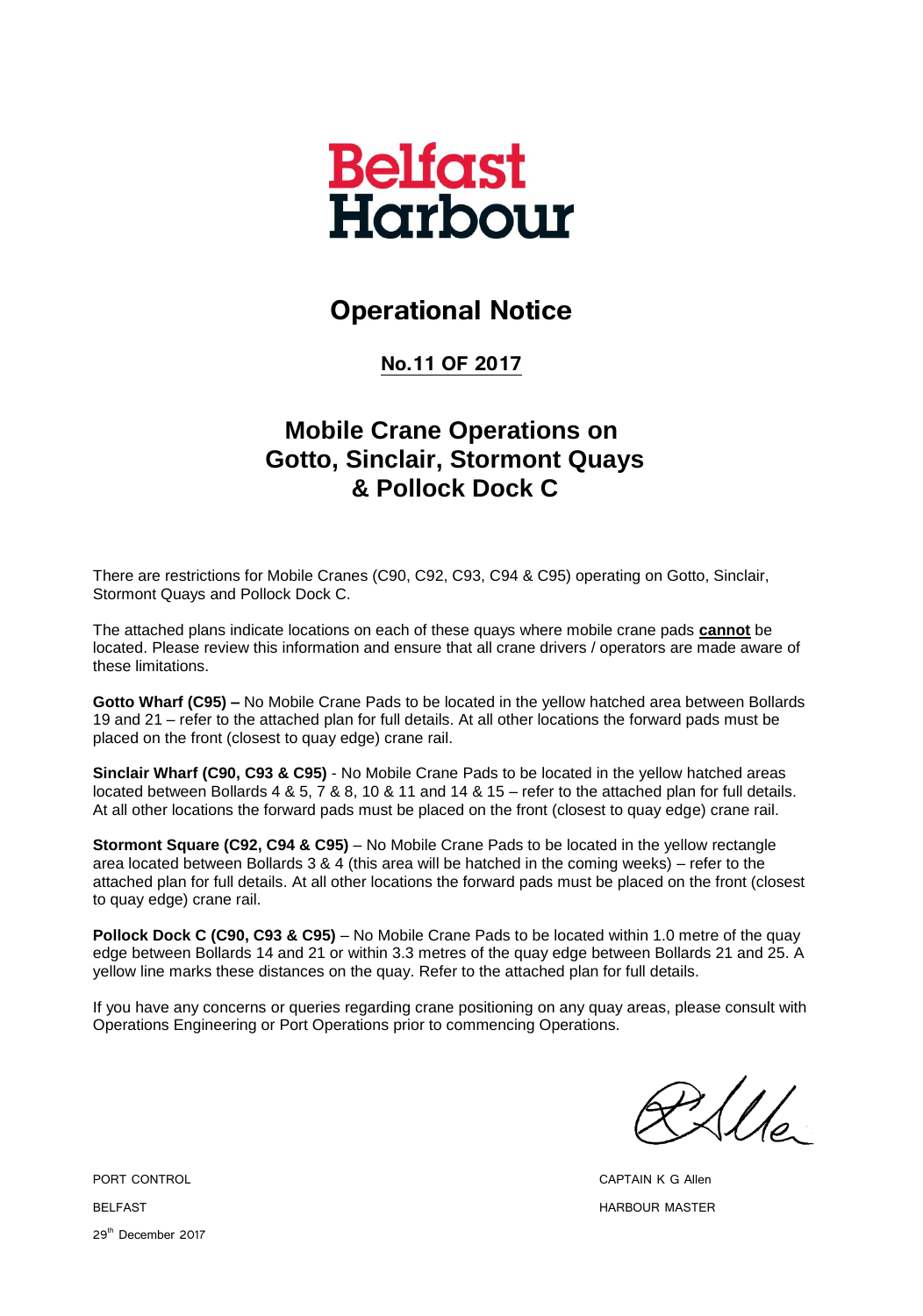# Belfast Harbour

## Operational Notice

**No.11 OF 2017**

## Mobile Crane Operations on Gotto, Sinclair, Stormont Quays & Pollock Dock C

There are restrictions for Mobile Cranes (C90, C92, C93, C94 & C95) operating on Gotto, Sinclair, Stormont Quays and Pollock Dock C.

The attached plans indicate locations on each of these quays where mobile crane pads **cannot** be located. Please review this information and ensure that all crane drivers / operators are made aware of these limitations.

**Gotto Wharf (C95) –** No Mobile Crane Pads to be located in the yellow hatched area between Bollards 19 and 21 – refer to the attached plan for full details. At all other locations the forward pads must be placed on the front (closest to quay edge) crane rail.

**Sinclair Wharf (C90, C93 & C95)** - No Mobile Crane Pads to be located in the yellow hatched areas located between Bollards 4 & 5, 7 & 8, 10 & 11 and 14 & 15 – refer to the attached plan for full details. At all other locations the forward pads must be placed on the front (closest to quay edge) crane rail.

**Stormont Square (C92, C94 & C95)** – No Mobile Crane Pads to be located in the yellow rectangle area located between Bollards 3 & 4 (this area will be hatched in the coming weeks) – refer to the attached plan for full details. At all other locations the forward pads must be placed on the front (closest to quay edge) crane rail.

**Pollock Dock C (C90, C93 & C95)** – No Mobile Crane Pads to be located within 1.0 metre of the quay edge between Bollards 14 and 21 or within 3.3 metres of the quay edge between Bollards 21 and 25. A yellow line marks these distances on the quay. Refer to the attached plan for full details.

If you have any concerns or queries regarding crane positioning on any quay areas, please consult with Operations Engineering or Port Operations prior to commencing Operations.

PORT CONTROL
BELFAST
29th December 2017

CAPTAIN K G Allen
HARBOUR MASTER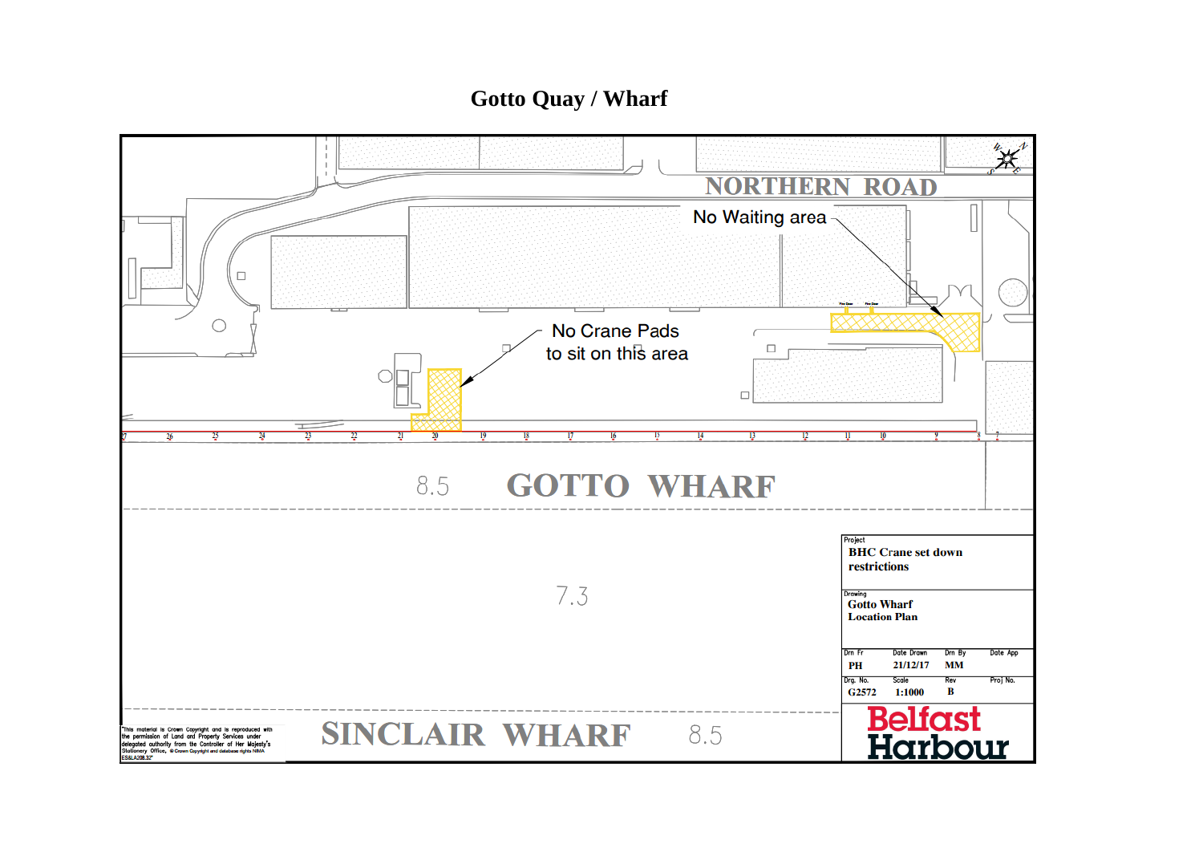# Gotto Quay / Wharf

NORTHERN ROAD

No Waiting area

No Crane Pads to sit on this area

27 26 25 24 23 22 21 20 19 18 17 16 15 14 13 12 11 10 9 8 7

8.5 GOTTO WHARF

7.3

SINCLAIR WHARF 8.5

"This material is Crown Copyright and is reproduced with the permission of Land and Property Services under delegated authority from the Controller of Her Majesty's Stationery Office, © Crown Copyright and database rights NIMA ES&LA208.32"

| | | | |
|---|---|---|---|
| Project | | | |
| **BHC Crane set down restrictions** | | | |
| Drawing | | | |
| **Gotto Wharf Location Plan** | | | |
| Drn Fr | Date Drawn | Drn By | Date App |
| PH | 21/12/17 | MM | |
| Drg. No. | Scale | Rev | Proj No. |
| G2572 | 1:1000 | B | |

Belfast Harbour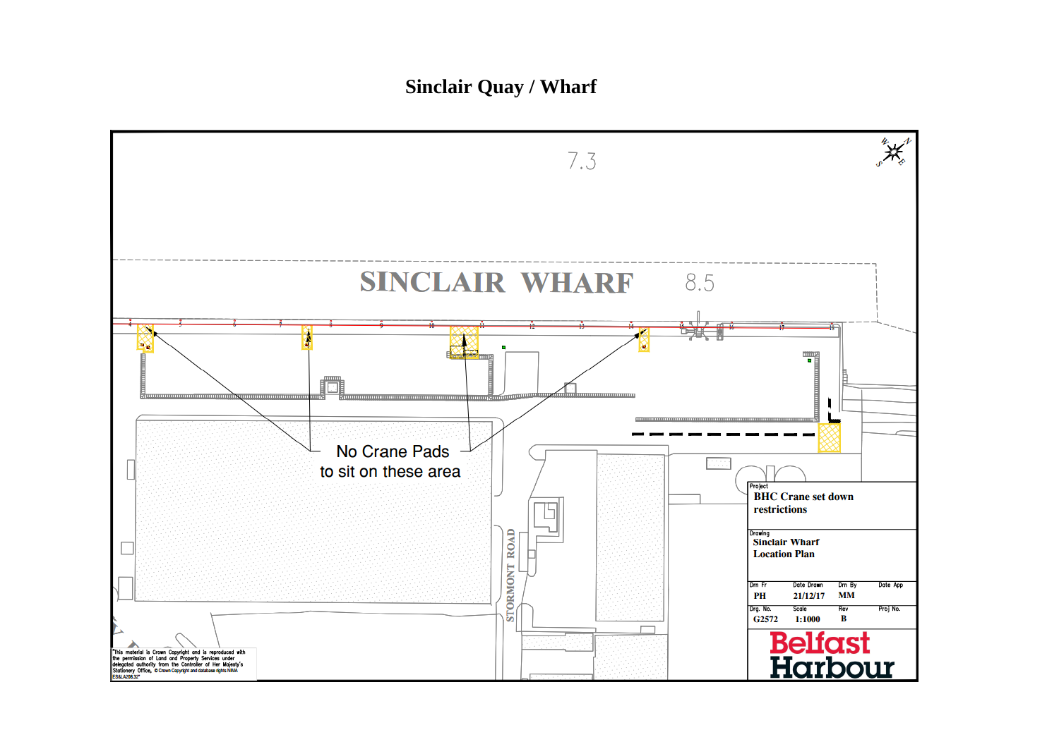# Sinclair Quay / Wharf

7.3

SINCLAIR WHARF 8.5

No Crane Pads to sit on these area

STORMONT ROAD

| Project | | | |
|---|---|---|---|
| BHC Crane set down restrictions | | | |
| **Drawing** | | | |
| Sinclair Wharf Location Plan | | | |
| Drn Fr | Date Drawn | Drn By | Date App |
| PH | 21/12/17 | MM | |
| Drg. No. | Scale | Rev | Proj No. |
| G2572 | 1:1000 | B | |

Belfast Harbour

"This material is Crown Copyright and is reproduced with the permission of Land and Property Services under delegated authority from the Controller of Her Majesty's Stationery Office, © Crown Copyright and database rights NIMA ES&LA208.32"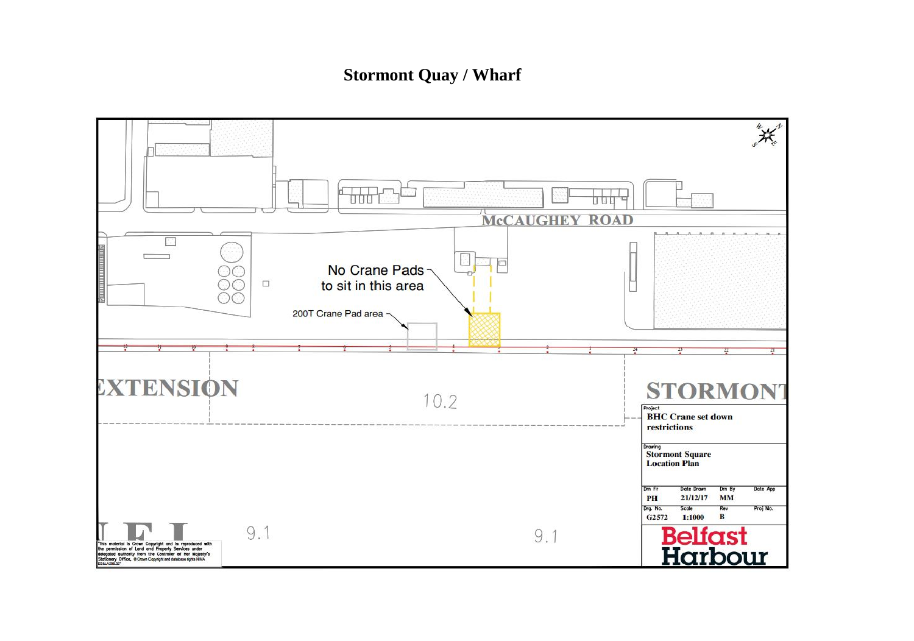# Stormont Quay / Wharf

McCAUGHEY ROAD

No Crane Pads to sit in this area

200T Crane Pad area

EXTENSION

10.2

STORMONT

9.1

9.1

| Project | | | |
|---|---|---|---|
| BHC Crane set down restrictions | | | |
| **Drawing** | | | |
| Stormont Square Location Plan | | | |
| **Drn Fr** | **Date Drawn** | **Drn By** | **Date App** |
| PH | 21/12/17 | MM | |
| **Drg. No.** | **Scale** | **Rev** | **Proj No.** |
| G2572 | 1:1000 | B | |

Belfast Harbour

"This material is Crown Copyright and is reproduced with the permission of Land and Property Services under delegated authority from the Controller of Her Majesty's Stationery Office, © Crown Copyright and database rights NIMA ES&LA208.32"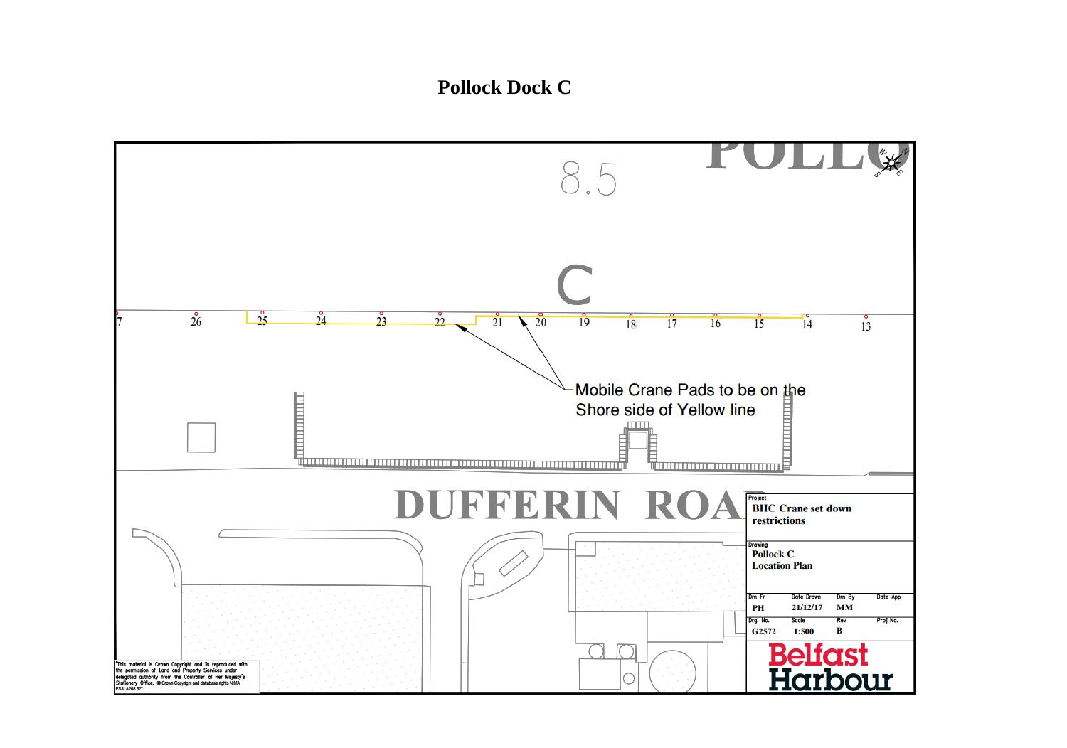# Pollock Dock C

8.5

POLLO

C

7 26 25 24 23 22 21 20 19 18 17 16 15 14 13

Mobile Crane Pads to be on the Shore side of Yellow line

DUFFERIN ROA

| | | | |
|---|---|---|---|
| Project | | | |
| **BHC Crane set down restrictions** | | | |
| Drawing | | | |
| **Pollock C Location Plan** | | | |
| Drn Fr | Date Drawn | Drn By | Date App |
| PH | 21/12/17 | MM | |
| Drg. No. | Scale | Rev | Proj No. |
| G2572 | 1:500 | B | |

Belfast Harbour

"This material is Crown Copyright and is reproduced with the permission of Land and Property Services under delegated authority from the Controller of Her Majesty's Stationery Office, © Crown Copyright and database rights NIMA ES&LA208.32"